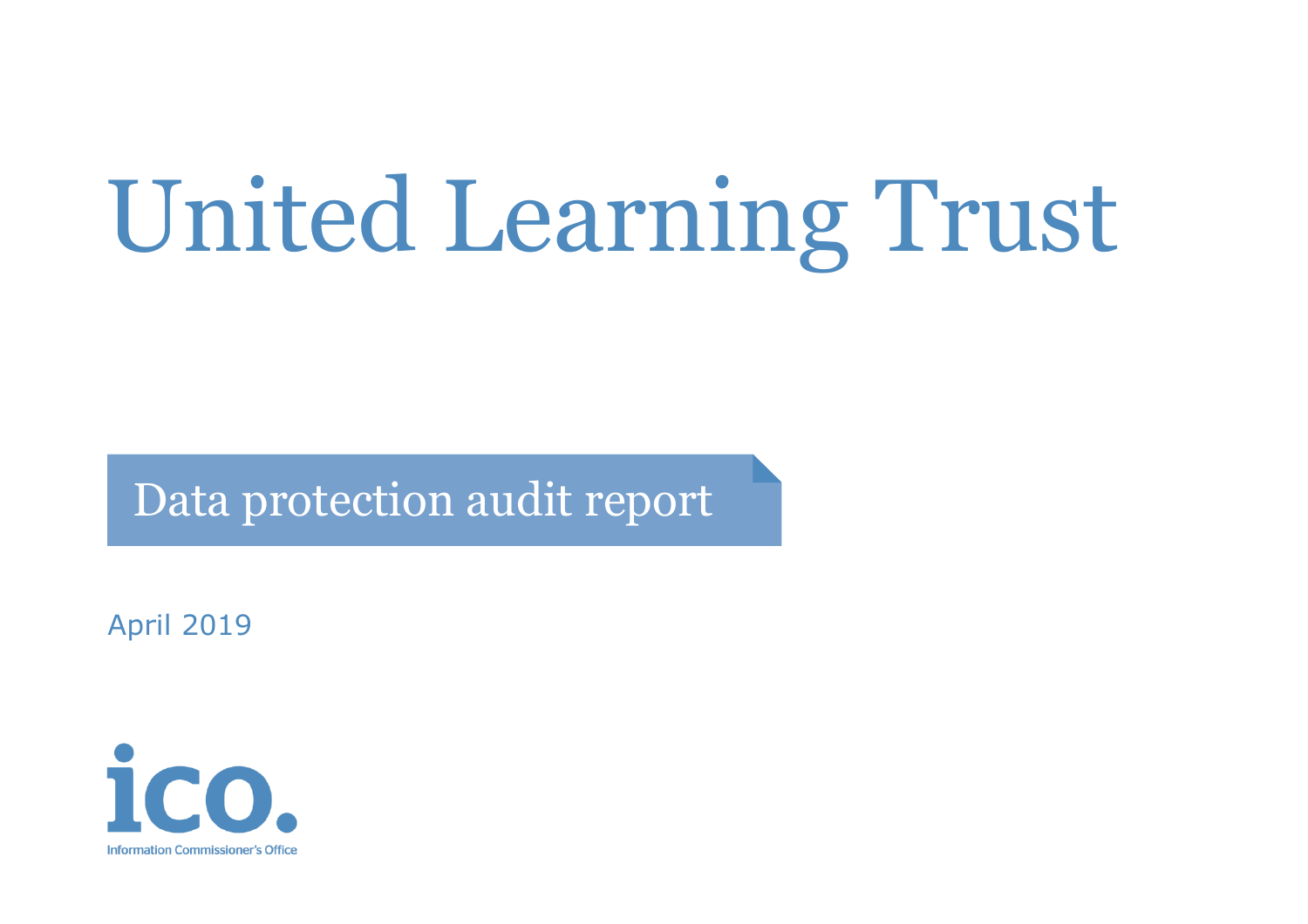# United Learning Trust

## Data protection audit report

April 2019

ico.

Information Commissioner's Office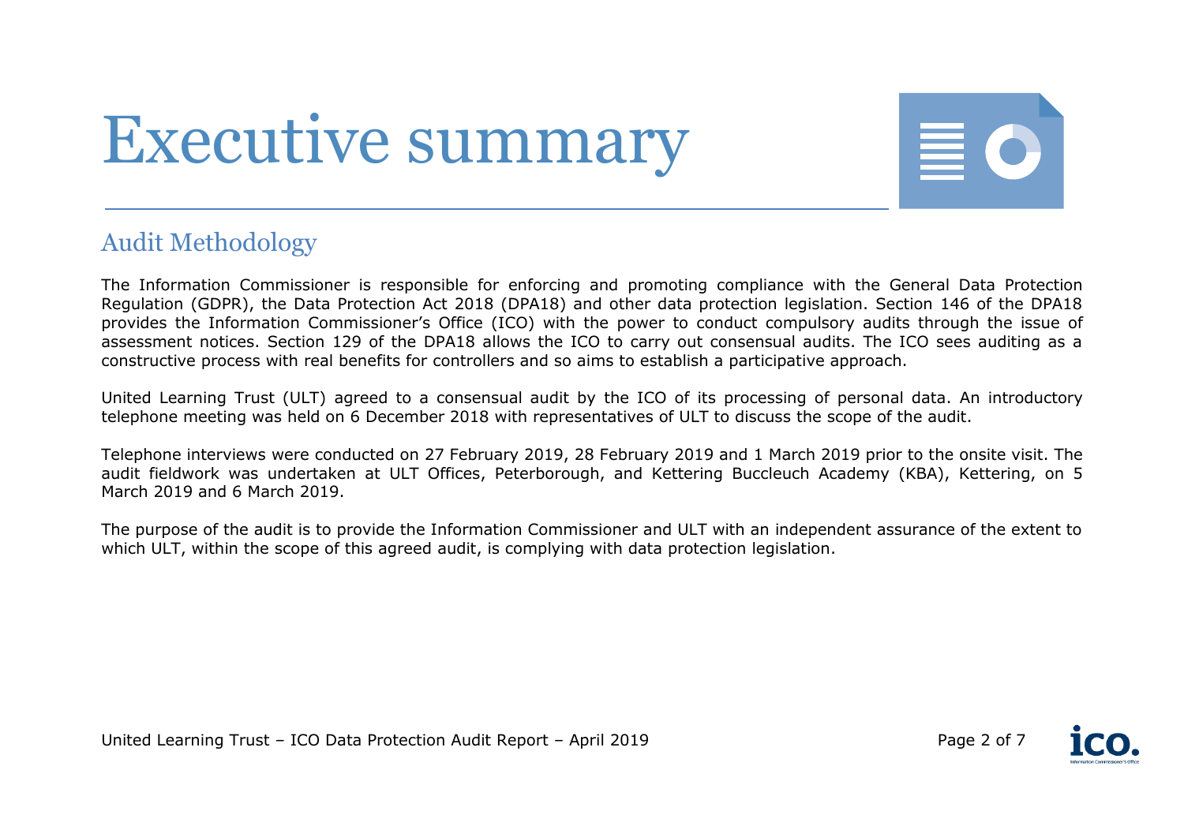# Executive summary

## Audit Methodology

The Information Commissioner is responsible for enforcing and promoting compliance with the General Data Protection Regulation (GDPR), the Data Protection Act 2018 (DPA18) and other data protection legislation. Section 146 of the DPA18 provides the Information Commissioner's Office (ICO) with the power to conduct compulsory audits through the issue of assessment notices. Section 129 of the DPA18 allows the ICO to carry out consensual audits. The ICO sees auditing as a constructive process with real benefits for controllers and so aims to establish a participative approach.

United Learning Trust (ULT) agreed to a consensual audit by the ICO of its processing of personal data. An introductory telephone meeting was held on 6 December 2018 with representatives of ULT to discuss the scope of the audit.

Telephone interviews were conducted on 27 February 2019, 28 February 2019 and 1 March 2019 prior to the onsite visit. The audit fieldwork was undertaken at ULT Offices, Peterborough, and Kettering Buccleuch Academy (KBA), Kettering, on 5 March 2019 and 6 March 2019.

The purpose of the audit is to provide the Information Commissioner and ULT with an independent assurance of the extent to which ULT, within the scope of this agreed audit, is complying with data protection legislation.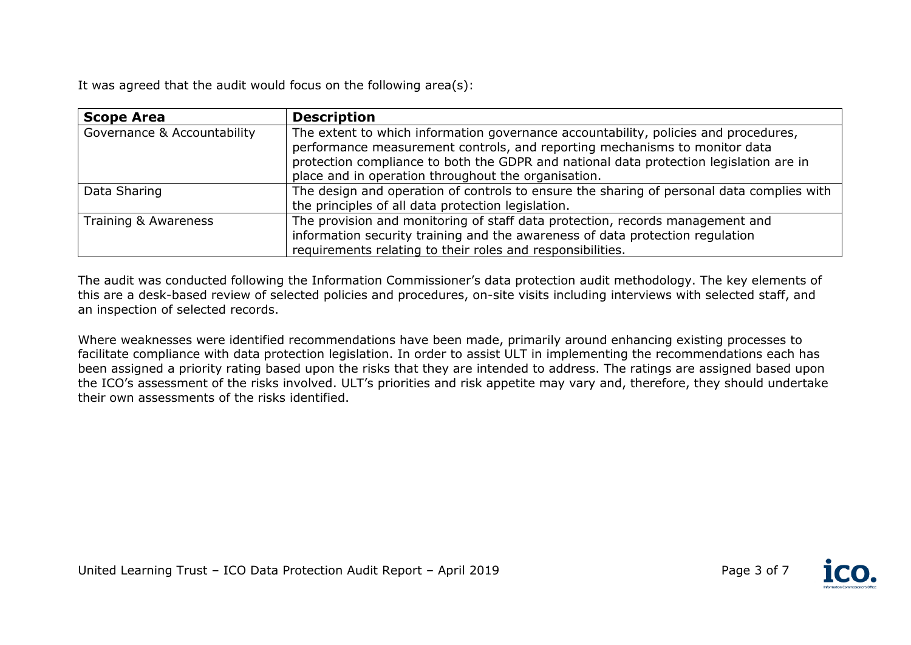It was agreed that the audit would focus on the following area(s):

| **Scope Area** | **Description** |
| --- | --- |
| Governance & Accountability | The extent to which information governance accountability, policies and procedures, performance measurement controls, and reporting mechanisms to monitor data protection compliance to both the GDPR and national data protection legislation are in place and in operation throughout the organisation. |
| Data Sharing | The design and operation of controls to ensure the sharing of personal data complies with the principles of all data protection legislation. |
| Training & Awareness | The provision and monitoring of staff data protection, records management and information security training and the awareness of data protection regulation requirements relating to their roles and responsibilities. |

The audit was conducted following the Information Commissioner's data protection audit methodology. The key elements of this are a desk-based review of selected policies and procedures, on-site visits including interviews with selected staff, and an inspection of selected records.

Where weaknesses were identified recommendations have been made, primarily around enhancing existing processes to facilitate compliance with data protection legislation. In order to assist ULT in implementing the recommendations each has been assigned a priority rating based upon the risks that they are intended to address. The ratings are assigned based upon the ICO's assessment of the risks involved. ULT's priorities and risk appetite may vary and, therefore, they should undertake their own assessments of the risks identified.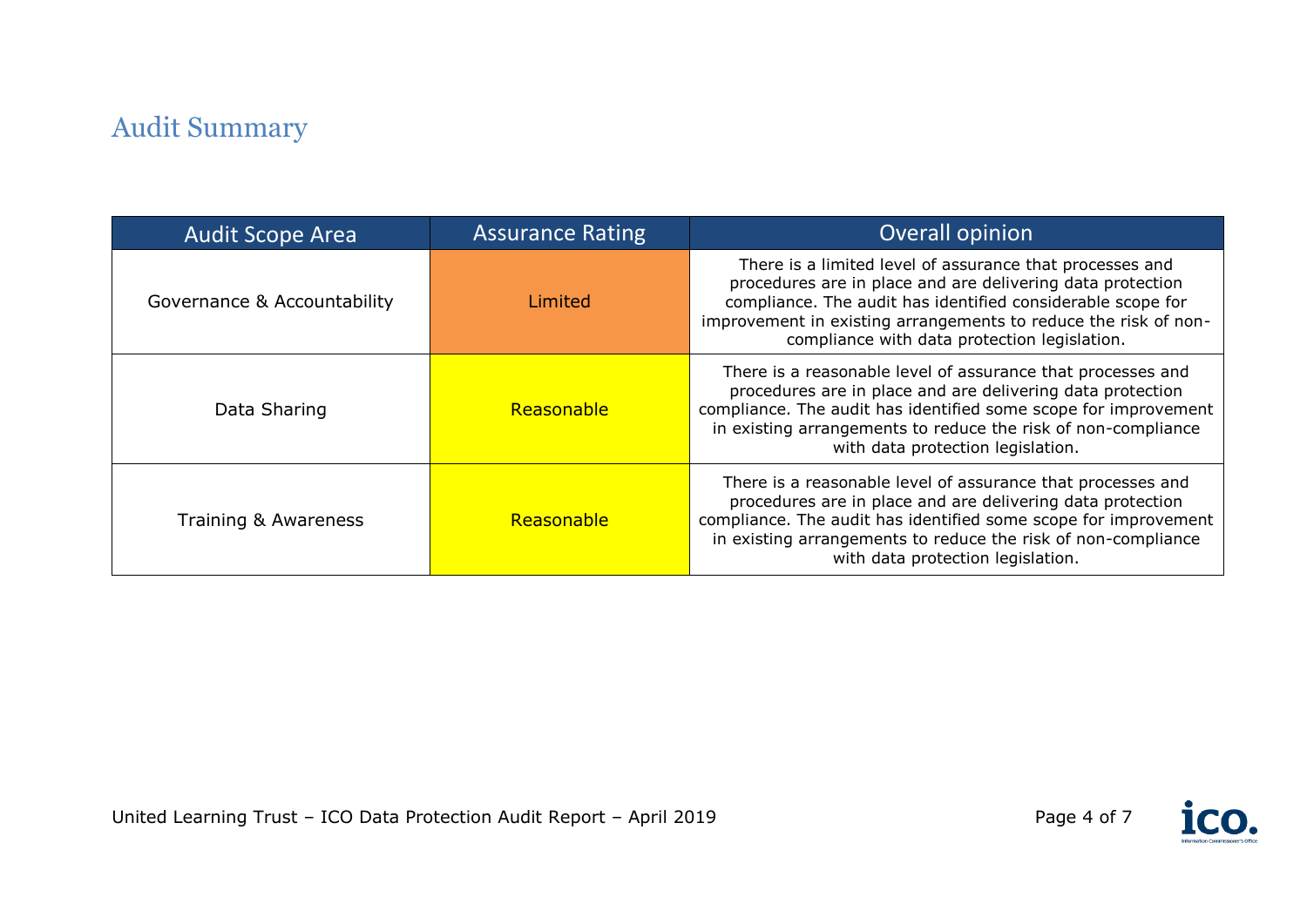# Audit Summary

| Audit Scope Area | Assurance Rating | Overall opinion |
|---|---|---|
| Governance & Accountability | Limited | There is a limited level of assurance that processes and procedures are in place and are delivering data protection compliance. The audit has identified considerable scope for improvement in existing arrangements to reduce the risk of non-compliance with data protection legislation. |
| Data Sharing | Reasonable | There is a reasonable level of assurance that processes and procedures are in place and are delivering data protection compliance. The audit has identified some scope for improvement in existing arrangements to reduce the risk of non-compliance with data protection legislation. |
| Training & Awareness | Reasonable | There is a reasonable level of assurance that processes and procedures are in place and are delivering data protection compliance. The audit has identified some scope for improvement in existing arrangements to reduce the risk of non-compliance with data protection legislation. |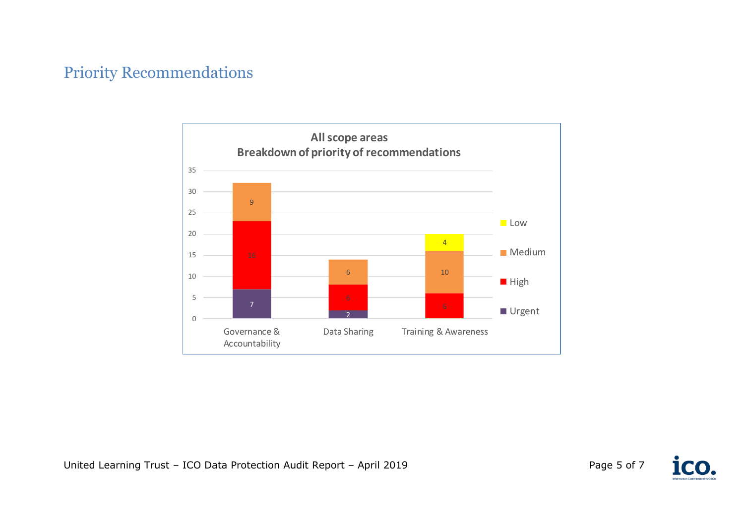## Priority Recommendations

**All scope areas**
**Breakdown of priority of recommendations**

| Scope area | Urgent | High | Medium | Low |
|---|---|---|---|---|
| Governance & Accountability | 7 | 16 | 9 | |
| Data Sharing | 2 | 6 | 6 | |
| Training & Awareness | | 6 | 10 | 4 |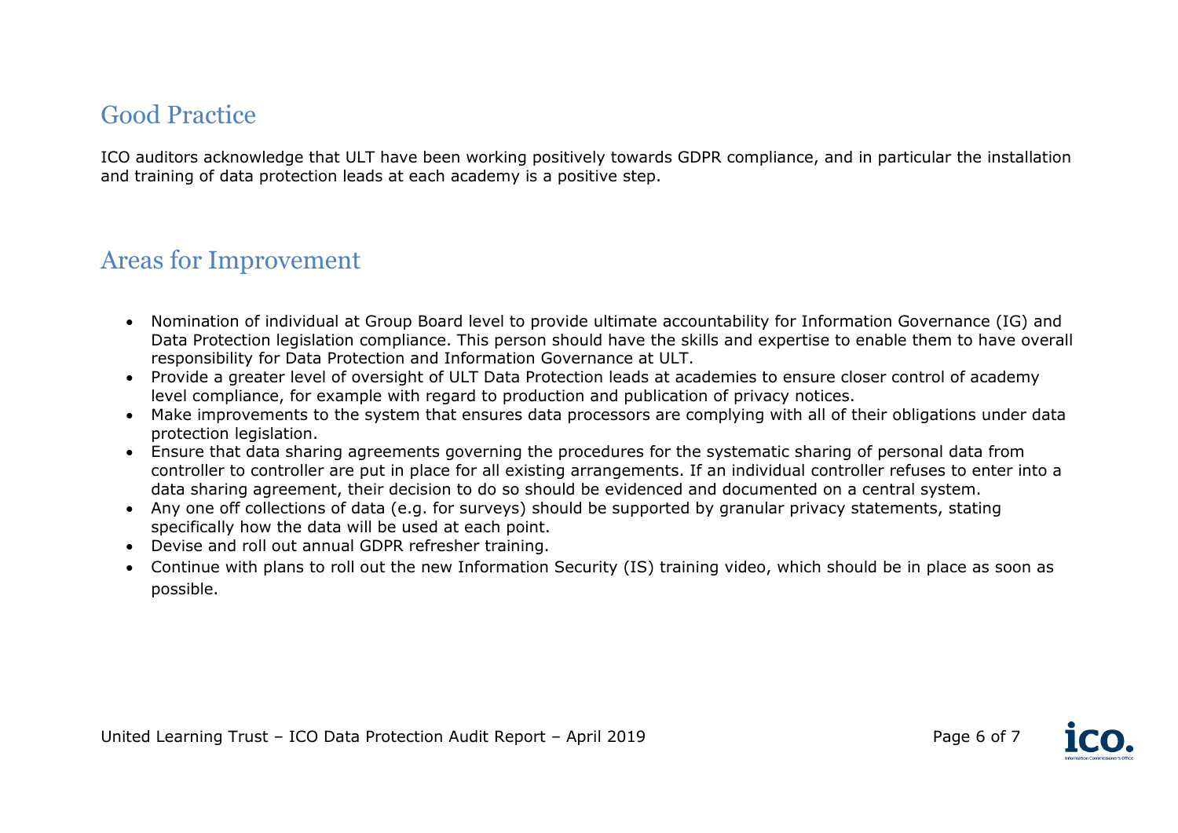## Good Practice

ICO auditors acknowledge that ULT have been working positively towards GDPR compliance, and in particular the installation and training of data protection leads at each academy is a positive step.

## Areas for Improvement

- Nomination of individual at Group Board level to provide ultimate accountability for Information Governance (IG) and Data Protection legislation compliance. This person should have the skills and expertise to enable them to have overall responsibility for Data Protection and Information Governance at ULT.
- Provide a greater level of oversight of ULT Data Protection leads at academies to ensure closer control of academy level compliance, for example with regard to production and publication of privacy notices.
- Make improvements to the system that ensures data processors are complying with all of their obligations under data protection legislation.
- Ensure that data sharing agreements governing the procedures for the systematic sharing of personal data from controller to controller are put in place for all existing arrangements. If an individual controller refuses to enter into a data sharing agreement, their decision to do so should be evidenced and documented on a central system.
- Any one off collections of data (e.g. for surveys) should be supported by granular privacy statements, stating specifically how the data will be used at each point.
- Devise and roll out annual GDPR refresher training.
- Continue with plans to roll out the new Information Security (IS) training video, which should be in place as soon as possible.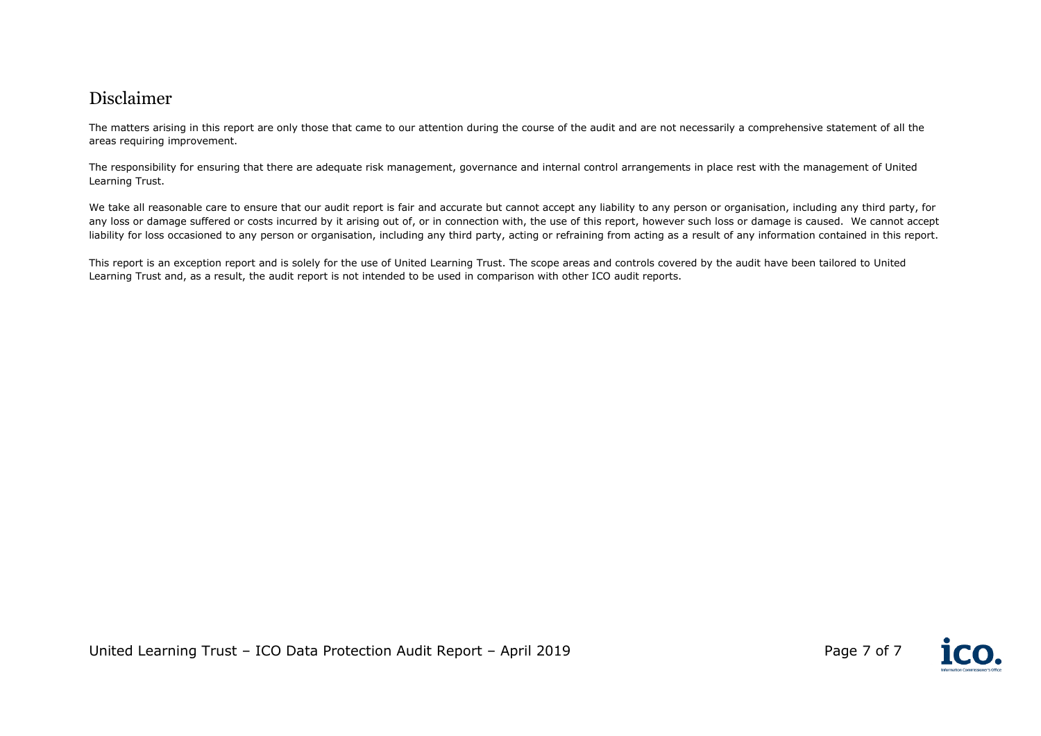## Disclaimer

The matters arising in this report are only those that came to our attention during the course of the audit and are not necessarily a comprehensive statement of all the areas requiring improvement.

The responsibility for ensuring that there are adequate risk management, governance and internal control arrangements in place rest with the management of United Learning Trust.

We take all reasonable care to ensure that our audit report is fair and accurate but cannot accept any liability to any person or organisation, including any third party, for any loss or damage suffered or costs incurred by it arising out of, or in connection with, the use of this report, however such loss or damage is caused. We cannot accept liability for loss occasioned to any person or organisation, including any third party, acting or refraining from acting as a result of any information contained in this report.

This report is an exception report and is solely for the use of United Learning Trust. The scope areas and controls covered by the audit have been tailored to United Learning Trust and, as a result, the audit report is not intended to be used in comparison with other ICO audit reports.